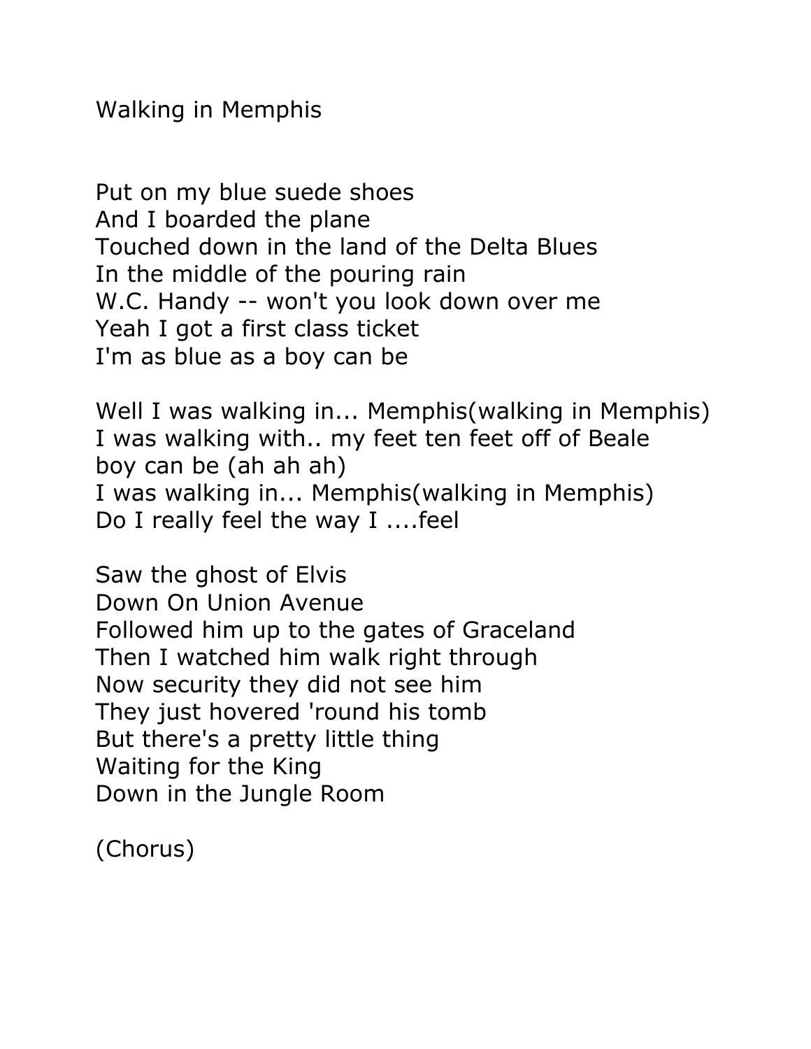Walking in Memphis

Put on my blue suede shoes
And I boarded the plane
Touched down in the land of the Delta Blues
In the middle of the pouring rain
W.C. Handy -- won't you look down over me
Yeah I got a first class ticket
I'm as blue as a boy can be

Well I was walking in... Memphis(walking in Memphis)
I was walking with.. my feet ten feet off of Beale
boy can be (ah ah ah)
I was walking in... Memphis(walking in Memphis)
Do I really feel the way I ....feel

Saw the ghost of Elvis
Down On Union Avenue
Followed him up to the gates of Graceland
Then I watched him walk right through
Now security they did not see him
They just hovered 'round his tomb
But there's a pretty little thing
Waiting for the King
Down in the Jungle Room

(Chorus)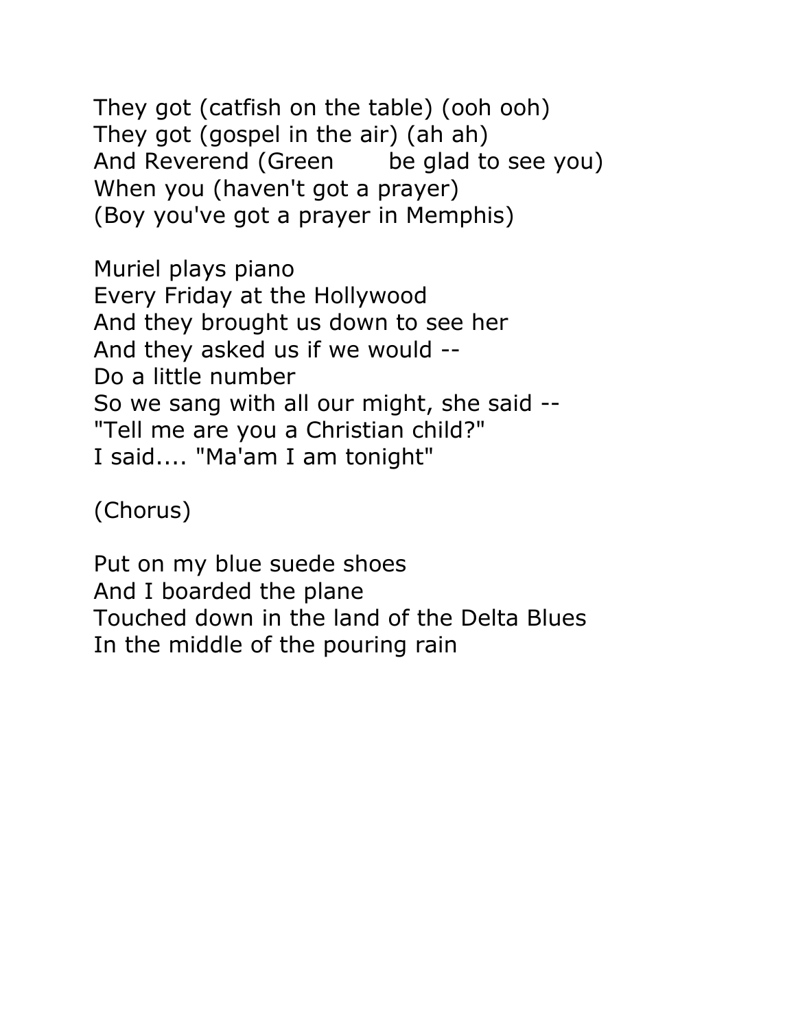They got (catfish on the table) (ooh ooh)
They got (gospel in the air) (ah ah)
And Reverend (Green       be glad to see you)
When you (haven't got a prayer)
(Boy you've got a prayer in Memphis)

Muriel plays piano
Every Friday at the Hollywood
And they brought us down to see her
And they asked us if we would --
Do a little number
So we sang with all our might, she said --
"Tell me are you a Christian child?"
I said.... "Ma'am I am tonight"

(Chorus)

Put on my blue suede shoes
And I boarded the plane
Touched down in the land of the Delta Blues
In the middle of the pouring rain